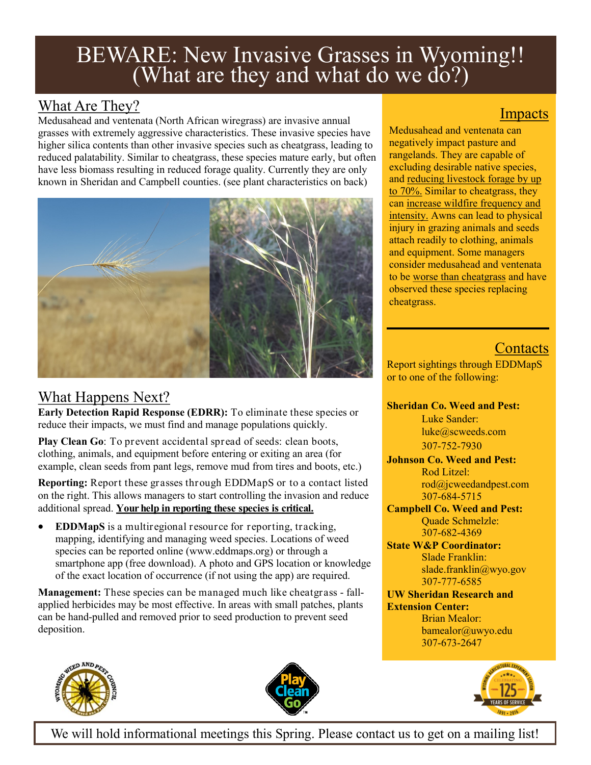# BEWARE: New Invasive Grasses in Wyoming!! (What are they and what do we do?)

## What Are They?

Medusahead and ventenata (North African wiregrass) are invasive annual grasses with extremely aggressive characteristics. These invasive species have higher silica contents than other invasive species such as cheatgrass, leading to reduced palatability. Similar to cheatgrass, these species mature early, but often have less biomass resulting in reduced forage quality. Currently they are only known in Sheridan and Campbell counties. (see plant characteristics on back)

## What Happens Next?

**Early Detection Rapid Response (EDRR):** To eliminate these species or reduce their impacts, we must find and manage populations quickly.

**Play Clean Go**: To prevent accidental spread of seeds: clean boots, clothing, animals, and equipment before entering or exiting an area (for example, clean seeds from pant legs, remove mud from tires and boots, etc.)

**Reporting:** Report these grasses through EDDMapS or to a contact listed on the right. This allows managers to start controlling the invasion and reduce additional spread. **Your help in reporting these species is critical.**

- **EDDMapS** is a multiregional resource for reporting, tracking, mapping, identifying and managing weed species. Locations of weed species can be reported online (www.eddmaps.org) or through a smartphone app (free download). A photo and GPS location or knowledge of the exact location of occurrence (if not using the app) are required.

**Management:** These species can be managed much like cheatgrass - fall-applied herbicides may be most effective. In areas with small patches, plants can be hand-pulled and removed prior to seed production to prevent seed deposition.

## Impacts

Medusahead and ventenata can negatively impact pasture and rangelands. They are capable of excluding desirable native species, and reducing livestock forage by up to 70%. Similar to cheatgrass, they can increase wildfire frequency and intensity. Awns can lead to physical injury in grazing animals and seeds attach readily to clothing, animals and equipment. Some managers consider medusahead and ventenata to be worse than cheatgrass and have observed these species replacing cheatgrass.

## Contacts

Report sightings through EDDMapS or to one of the following:

**Sheridan Co. Weed and Pest:**
Luke Sander:
luke@scweeds.com
307-752-7930

**Johnson Co. Weed and Pest:**
Rod Litzel:
rod@jcweedandpest.com
307-684-5715

**Campbell Co. Weed and Pest:**
Quade Schmelzle:
307-682-4369

**State W&P Coordinator:**
Slade Franklin:
slade.franklin@wyo.gov
307-777-6585

**UW Sheridan Research and Extension Center:**
Brian Mealor:
bamealor@uwyo.edu
307-673-2647

We will hold informational meetings this Spring. Please contact us to get on a mailing list!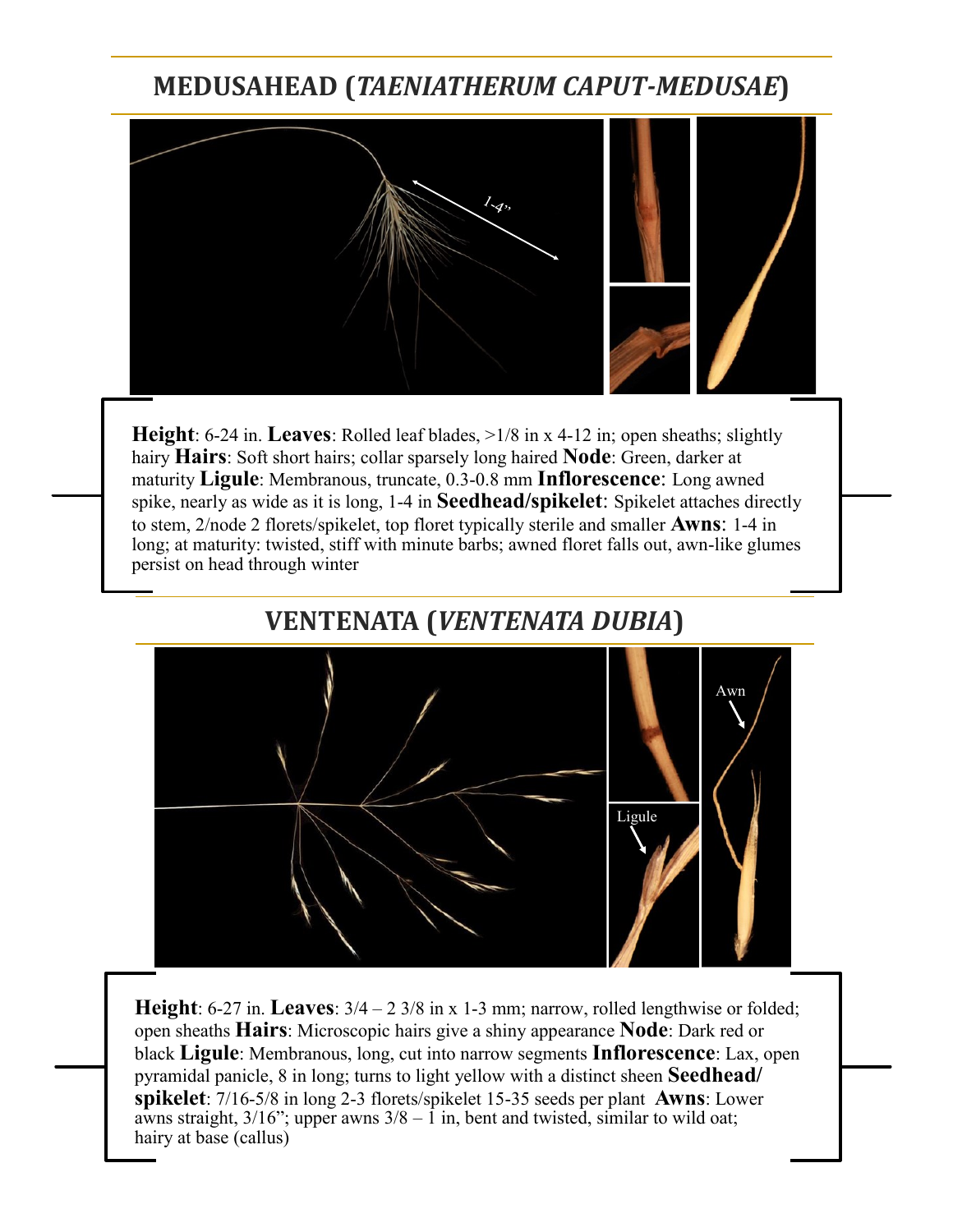## MEDUSAHEAD (*TAENIATHERUM CAPUT-MEDUSAE*)

1-4"

**Height**: 6-24 in. **Leaves**: Rolled leaf blades, >1/8 in x 4-12 in; open sheaths; slightly hairy **Hairs**: Soft short hairs; collar sparsely long haired **Node**: Green, darker at maturity **Ligule**: Membranous, truncate, 0.3-0.8 mm **Inflorescence**: Long awned spike, nearly as wide as it is long, 1-4 in **Seedhead/spikelet**: Spikelet attaches directly to stem, 2/node 2 florets/spikelet, top floret typically sterile and smaller **Awns**: 1-4 in long; at maturity: twisted, stiff with minute barbs; awned floret falls out, awn-like glumes persist on head through winter

## VENTENATA (*VENTENATA DUBIA*)

Ligule

Awn

**Height**: 6-27 in. **Leaves**: 3/4 – 2 3/8 in x 1-3 mm; narrow, rolled lengthwise or folded; open sheaths **Hairs**: Microscopic hairs give a shiny appearance **Node**: Dark red or black **Ligule**: Membranous, long, cut into narrow segments **Inflorescence**: Lax, open pyramidal panicle, 8 in long; turns to light yellow with a distinct sheen **Seedhead/spikelet**: 7/16-5/8 in long 2-3 florets/spikelet 15-35 seeds per plant **Awns**: Lower awns straight, 3/16"; upper awns 3/8 – 1 in, bent and twisted, similar to wild oat; hairy at base (callus)